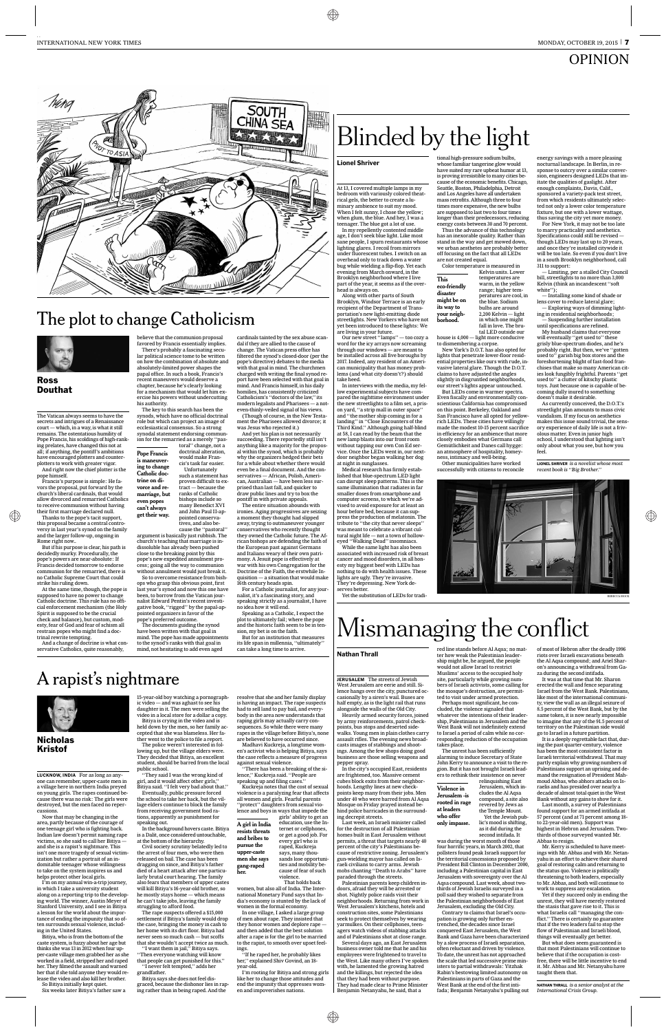# OPINION

# Blinded by the light

**Lionel Shriver**

At 13, I covered multiple lamps in my bedroom with variously colored theatrical gels, the better to create a luminary ambience to suit my mood. When I felt sunny, I chose the yellow; when glum, the blue. And hey, I was a teenager. The blue got a lot of use.

In my repellently contented middle age, I don't seek blue light. Like most sane people, I spurn restaurants whose lighting glares. I recoil from mirrors under fluorescent tubes. I switch on an overhead only to track down a water bug while wielding a flip-flop. Yet each evening from March onward, in the Brooklyn neighborhood where I live part of the year, it seems as if the overhead is always on.

Along with other parts of South Brooklyn, Windsor Terrace is an early recipient of the Department of Transportation's new light-emitting diode streetlights. New Yorkers who have not yet been introduced to these lights: We are living in your future.

Our new street "lamps" — too cozy a word for the icy arrays now screaming through our windows — are meant to be installed across all five boroughs by 2017. Indeed, any resident of an American municipality that has money problems (and what city doesn't?) should take heed.

In interviews with the media, my fellow experimental subjects have compared the nighttime environment under the new streetlights to a film set, a prison yard, "a strip mall in outer space" and "the mother ship coming in for a landing" in "Close Encounters of the Third Kind." Although going half-blind at 58, I can read by the beam that the new lamp blasts into our front room without tapping our own Con Ed service. Once the LEDs went in, our next-door neighbor began walking her dog at night in sunglasses.

Medical research has firmly established that blue-spectrum LED light can disrupt sleep patterns. This is the same illumination that radiates in far smaller doses from smartphone and computer screens, to which we're advised to avoid exposure for at least an hour before bed, because it can suppress the production of melatonin. The tribute to "the city that never sleeps" was meant to celebrate a vibrant cultural night life — not a town of hollow-eyed "Walking Dead" insomniacs.

While the same light has also been associated with increased risk of breast cancer and mood disorders, in all honesty my biggest beef with LEDs has nothing to do with health issues. These lights are ugly. They're invasive. They're depressing. New York deserves better.

Yet the substitution of LEDs for traditional high-pressure sodium bulbs, whose familiar tangerine glow would have suited my rare upbeat humor at 13, is proving irresistible to many cities because of the economic benefits. Chicago, Seattle, Boston, Philadelphia, Detroit and Los Angeles have all undertaken mass retrofits. Although three to four times more expensive, the new bulbs are supposed to last two to four times longer than their predecessors, reducing energy costs between 30 and 70 percent.

Thus the advance of this technology has an inexorable quality. Rather than stand in the way and get mowed down, we urban aesthetes are probably better off focusing on the fact that all LEDs are not created equal.

Color temperature is measured in Kelvin units. Lower temperatures are warm, in the yellow range; higher temperatures are cool, in the blue. Sodium bulbs are around 2,200 Kelvin — light in which one might fall in love. The brutal LED outside our house is 4,000 — light more conducive to dismembering a corpse.

**This eco-friendly disaster might be on its way to your neighborhood.**

New York's D.O.T. has also opted for lights that penetrate lower-floor residential properties like ours with rude, invasive lateral glare. Though the D.O.T. claims to have adjusted the angles slightly in disgruntled neighborhoods, our street's lights appear untouched.

But LEDs come in warmer spectra. Even fiscally and environmentally conscientious California has compromised on this point. Berkeley, Oakland and San Francisco have all opted for yellow-rich LEDs. These cities have willingly made the modest 10-15 percent sacrifice in efficiency for an ambience that more closely embodies what Germans call Gemütlichkeit and Danes call hygge: an atmosphere of hospitality, homeyness, intimacy and well-being.

Other municipalities have worked successfully with citizens to reconcile energy savings with a more pleasing nocturnal landscape. In Berlin, in response to outcry over a similar conversion, engineers designed LEDs that imitate the qualities of gaslight. After enough complaints, Davis, Calif., sponsored a variety-pack test street, from which residents ultimately selected not only a lower color temperature fixture, but one with a lower wattage, thus saving the city yet more money.

For New York, it may not be too late to marry practicality and aesthetics. Specifications could still be revised — though LEDs may last up to 20 years, and once they're installed citywide it will be too late. So even if you don't live in a south Brooklyn neighborhood, call 311 to support:

— Limiting, per a stalled City Council bill, streetlights to no more than 3,000 Kelvin (think an incandescent "soft white");

— Installing some kind of shade or lens cover to reduce lateral glare;

— Exploring ways of dimming lighting in residential neighborhoods;

— Suspending further installation until specifications are refined.

My husband claims that everyone will eventually "get used to" these grisly blue-spectrum diodes, and he's probably right. But then, we've "gotten used to" garish big box stores and the foreshortening blight of fast-food franchises that make so many American cities look fungibly frightful. Parents "get used to" a clutter of kitschy plastic toys. Just because one is capable of becoming dully inured to something doesn't make it desirable.

As currently conceived, the D.O.T.'s streetlight plan amounts to mass civic vandalism. If my focus on aesthetics makes this issue sound trivial, the sensory experience of daily life is not a frivolous matter. Even in junior high school, I understood that lighting isn't only about what you see, but how you feel.

**LIONEL SHRIVER** *is a novelist whose most recent book is "Big Brother."*

REBECCA HOCK

# The plot to change Catholicism

**Ross Douthat**

The Vatican always seems to have the secrets and intrigues of a Renaissance court — which, in a way, is what it still remains. The ostentatious humility of Pope Francis, his scoldings of high-ranking prelates, have changed this not at all; if anything, the pontiff's ambitions have encouraged plotters and counter-plotters to work with greater vigor.

And right now the chief plotter is the pope himself.

Francis's purpose is simple: He favors the proposal, put forward by the church's liberal cardinals, that would allow divorced and remarried Catholics to receive communion without having their first marriage declared null.

Thanks to the pope's tacit support, this proposal became a central controversy in last year's synod on the family and the larger follow-up, ongoing in Rome right now.

But if his purpose is clear, his path is decidedly murky. Procedurally, the pope's powers are near-absolute: If Francis decided tomorrow to endorse communion for the remarried, there is no Catholic Supreme Court that could strike his ruling down.

At the same time, though, the pope is supposed to have no power to change Catholic doctrine. This rule has no official enforcement mechanism (the Holy Spirit is supposed to be the crucial check and balance), but custom, modesty, fear of God and fear of schism all restrain popes who might find a doctrinal rewrite tempting.

And a change of doctrine is what conservative Catholics, quite reasonably, believe that the communion proposal favored by Francis essentially implies.

There's probably a fascinating secular political science tome to be written on how the combination of absolute and absolutely-limited power shapes the papal office. In such a book, Francis's recent maneuvers would deserve a chapter, because he's clearly looking for a mechanism that would let him exercise his powers without undercutting his authority.

The key to this search has been the synods, which have no official doctrinal role but which can project an image of ecclesiastical consensus. So a strong synodal statement endorsing communion for the remarried as a merely "pastoral" change, not a doctrinal alteration, would make Francis's task far easier.

**Pope Francis is maneuvering to change Catholic doctrine on divorce and remarriage, but even popes can't always get their way.**

Unfortunately such a statement has proven difficult to extract — because the ranks of Catholic bishops include so many Benedict XVI and John Paul II-appointed conservatives, and also because the "pastoral" argument is basically just rubbish. The church's teaching that marriage is indissoluble has already been pushed close to the breaking point by this pope's new expedited annulment process; going all the way to communion without annulment would just break it.

So to overcome resistance from bishops who grasp this obvious point, first last year's synod and now this one have been, to borrow from the Vatican journalist Edward Pentin's recent investigative book, "rigged" by the papal-appointed organizers in favor of the pope's preferred outcome.

The documents guiding the synod have been written with that goal in mind. The pope has made appointments to the synod's ranks with that goal in mind, not hesitating to add even aged cardinals tainted by the sex abuse scandal if they are allied to the cause of change. The Vatican press office has filtered the synod's closed-door (per the pope's directive) debates to the media with that goal in mind. The churchmen charged with writing the final synod report have been selected with that goal in mind. And Francis himself, in his daily homilies, has consistently criticized Catholicism's "doctors of the law," its modern legalists and Pharisees — a not-even-thinly-veiled signal of his views.

(Though of course, in the New Testament the Pharisees allowed divorce; it was Jesus who rejected it.)

And yet his plan is not necessarily succeeding. There reportedly still isn't anything like a majority for the proposal within the synod, which is probably why the organizers hedged their bets for a while about whether there would even be a final document. And the conservatives — African, Polish, American, Australian — have been less surprised than last fall, and quicker to draw public lines and try to box the pontiff in with private appeals.

The entire situation abounds with ironies. Aging progressives are seizing a moment they thought had slipped away, trying to outmaneuver younger conservatives who recently thought they owned the Catholic future. The African bishops are defending the faith of the European past against Germans and Italians weary of their own patrimony. A Jesuit pope is effectively at war with his own Congregation for the Doctrine of the Faith, the erstwhile Inquisition — a situation that would make 16th century heads spin.

For a Catholic journalist, for any journalist, it's a fascinating story, and speaking strictly as a journalist, I have no idea how it will end.

Speaking as a Catholic, I expect the plot to ultimately fail; where the pope and the historic faith seem to be in tension, my bet is on the faith.

But for an institution that measures its life span in millennia, "ultimately" can take a long time to arrive.

# Mismanaging the conflict

**Nathan Thrall**

**JERUSALEM** The streets of Jewish West Jerusalem are eerie and still. Silence hangs over the city, punctured occasionally by a siren's wail. Buses are half empty, as is the light rail that runs alongside the walls of the Old City.

Heavily armed security forces, joined by army reinforcements, patrol checkpoints, bus stops and deserted sidewalks. Young men in plain clothes carry assault rifles. The evening news broadcasts images of stabbings and shootings. Among the few shops doing good business are those selling weapons and pepper spray.

In the city's occupied East, residents are frightened, too. Massive cement cubes block exits from their neighborhoods. Lengthy lines at new checkpoints keep many from their jobs. Men under 40 who were barred from Al Aqsa Mosque on Friday prayed instead behind police barricades in the surrounding decrepit streets.

Last week, an Israeli minister called for the destruction of all Palestinian homes built in East Jerusalem without permits, a threat that targets nearly 40 percent of the city's Palestinians because of restrictive zoning. Jerusalem's gun-wielding mayor has called on Israeli civilians to carry arms. Jewish mobs chanting "Death to Arabs" have paraded through the streets.

Palestinian parents keep children indoors, afraid they will be arrested or shot. Nightly police raids visit their neighborhoods. Returning from work in West Jerusalem's kitchens, hotels and construction sites, some Palestinians seek to protect themselves by wearing yarmulkes. On their cellphones, teenagers watch videos of stabbing attacks and of Palestinians shot at close range.

Several days ago, an East Jerusalem business owner told me that he and his employees were frightened to travel to the West. Like many others I've spoken with, he lamented the growing hatred and the killings, but rejected the idea that they had been without purpose. They had made clear to Prime Minister Benjamin Netanyahu, he said, that a red line stands before Al Aqsa; no matter how weak the Palestinian leadership might be, he argued, the people would not allow Israel to restrict Muslims' access to the occupied holy site, particularly while growing numbers of Israeli activists, some calling for the mosque's destruction, are permitted to visit under armed protection.

Perhaps most significant, he concluded, the violence signaled that whatever the intentions of their leadership, Palestinians in Jerusalem and the West Bank will not indefinitely extend to Israel a period of calm while no corresponding reduction of the occupation takes place.

The unrest has been sufficiently alarming to induce Secretary of State John Kerry to announce a visit to the region. But it has not brought Israeli leaders to rethink their insistence on never relinquishing East Jerusalem, which includes the Al Aqsa compound, a site also revered by Jews as the Temple Mount.

**Violence in Jerusalem is rooted in rage at leaders who offer only impasse.**

Yet the Jewish public's mood is shifting, as it did during the second intifada. It was during the worst month of those four horrific years, in March 2002, that pollsters found peak Israeli support for the territorial concessions proposed by President Bill Clinton in December 2000, including a Palestinian capital in East Jerusalem with sovereignty over the Al Aqsa compound. Last week, about two-thirds of Jewish Israelis surveyed in a poll said they wished to separate from the Palestinian neighborhoods of East Jerusalem, excluding the Old City.

Contrary to claims that Israel's occupation is growing only further entrenched, the decades since Israel conquered East Jerusalem, the West Bank and Gaza have been characterized by a slow process of Israeli separation, often reluctant and driven by violence. To date, the unrest has not approached the scale that led successive prime ministers to partial withdrawals: Yitzhak Rabin's bestowing limited autonomy on Palestinians in parts of Gaza and the West Bank at the end of the first intifada; Benjamin Netanyahu's pulling out of most of Hebron after the deadly 1996 riots over Israeli excavations beneath the Al Aqsa compound; and Ariel Sharon's announcing a withdrawal from Gaza during the second intifada.

It was at that time that Mr. Sharon erected the wall and fence separating Israel from the West Bank. Palestinians, like most of the international community, view the wall as an illegal seizure of 8.5 percent of the West Bank, but by the same token, it is now nearly impossible to imagine that any of the 91.5 percent of territory on the Palestinian side would go to Israel in a future partition.

It is a deeply regrettable fact that, during the past quarter-century, violence has been the most consistent factor in Israeli territorial withdrawal. That may partly explain why growing numbers of Palestinians support an uprising and demand the resignation of President Mahmoud Abbas, who abhors attacks on Israelis and has presided over nearly a decade of almost total quiet in the West Bank without any gains to show for it.

Last month, a survey of Palestinians found support for an armed intifada at 57 percent (and at 71 percent among 18- to 22-year-old men). Support was highest in Hebron and Jerusalem. Two-thirds of those surveyed wanted Mr. Abbas to resign.

Mr. Kerry is scheduled to have meetings with Mr. Abbas and with Mr. Netanyahu in an effort to achieve their shared goal of restoring calm and returning to the status quo. Violence is politically threatening to both leaders, especially to Mr. Abbas, and both will continue to work to suppress any escalation.

Yet if they succeed only in ending the unrest, they will have merely restored the stasis that gave rise to it. This is what Israelis call "managing the conflict." There is certainly no guarantee that if the two leaders fail to stop the flow of Palestinian and Israeli blood, things will eventually get better.

But what does seem guaranteed is that most Palestinians will continue to believe that if the occupation is cost-free, there will be little incentive to end it. Mr. Abbas and Mr. Netanyahu have taught them that.

**NATHAN THRALL** *is a senior analyst at the International Crisis Group.*

# A rapist's nightmare

**Nicholas Kristof**

**LUCKNOW, INDIA** For as long as anyone can remember, upper-caste men in a village here in northern India preyed on young girls. The rapes continued because there was no risk: The girls were destroyed, but the men faced no repercussions.

Now that may be changing in the area, partly because of the courage of one teenage girl who is fighting back. Indian law doesn't permit naming rape victims, so she said to call her Bitiya — and she is a rapist's nightmare. This isn't one more tragedy of sexual victimization but rather a portrait of an indomitable teenager whose willingness to take on the system inspires us and helps protect other local girls.

I'm on my annual win-a-trip journey, in which I take a university student along on a reporting trip to the developing world. The winner, Austin Meyer of Stanford University, and I see in Bitiya a lesson for the world about the importance of ending the impunity that so often surrounds sexual violence, including in the United States.

Bitiya, who is from the bottom of the caste system, is fuzzy about her age but thinks she was 13 in 2012 when four upper-caste village men grabbed her as she worked in a field, stripped her and raped her. They filmed the assault and warned her that if she told anyone they would release the video and also kill her brother.

So Bitiya initially kept quiet.

Six weeks later Bitiya's father saw a 15-year-old boy watching a pornographic video — and was aghast to see his daughter in it. The men were selling the video in a local store for a dollar a copy.

Bitiya is crying in the video and is held down by the men, so her family accepted that she was blameless. Her father went to the police to file a report.

The police weren't interested in following up, but the village elders were. They decided that Bitiya, an excellent student, should be barred from the local public school.

"They said I was the wrong kind of girl, and it would affect other girls," Bitiya said. "I felt very bad about that."

Eventually, public pressure forced the school to take her back, but the village elders continue to block the family from receiving government food rations, apparently as punishment for speaking out.

In the background hovers caste. Bitiya is a Dalit, once considered untouchable, at the bottom of the hierarchy.

Civil society scrutiny belatedly led to the arrest of four men, who were then released on bail. The case has been dragging on since, and Bitiya's father died of a heart attack after one particularly brutal court hearing. The family also fears that members of upper castes will kill Bitiya's 16-year-old brother, so he mostly stays home — which means he can't take jobs, leaving the family struggling to afford food.

The rape suspects offered a $15,000 settlement if Bitiya's family would drop the case, bringing the money in cash to her home with its dirt floor. Bitiya had never seen so much cash — but scoffs that she wouldn't accept twice as much.

"I want them in jail," Bitiya says. "Then everyone watching will know that people can get punished for this."

"I never felt tempted," adds her grandfather.

Bitiya says she does not feel disgraced, because the dishonor lies in raping rather than in being raped. And the resolve that she and her family display is having an impact. The rape suspects had to sell land to pay bail, and everybody in the area now understands that raping girls may actually carry consequences. So while there were many rapes in the village before Bitiya's, none are believed to have occurred since.

Madhavi Kuckreja, a longtime women's activist who is helping Bitiya, says the case reflects a measure of progress against sexual violence.

"There has been a breaking of the silence," Kuckreja said. "People are speaking up and filing cases."

Kuckreja notes that the cost of sexual violence is a paralyzing fear that affects all women and girls. Fearful parents "protect" daughters from sexual violence and boys in ways that impede the girls' ability to get an education, use the Internet or cellphones, or get a good job. For every girl who is raped, Kuckreja says, many thousands lose opportunities and mobility because of fear of such violence.

**A girl in India resists threats and bribes to pursue the upper-caste men she says gang-raped her.**

That holds back women, but also all of India. The International Monetary Fund says that India's economy is stunted by the lack of women in the formal economy.

In one village, I asked a large group of men about rape. They insisted that they honor women and deplore rape — and then added that the best solution after a rape is for the girl to be married to the rapist, to smooth over upset feelings.

"If he raped her, he probably likes her," explained Shiv Govind, an 18-year-old.

I'm rooting for Bitiya and strong girls like her to change those attitudes and end the impunity that oppresses women and impoverishes nations.